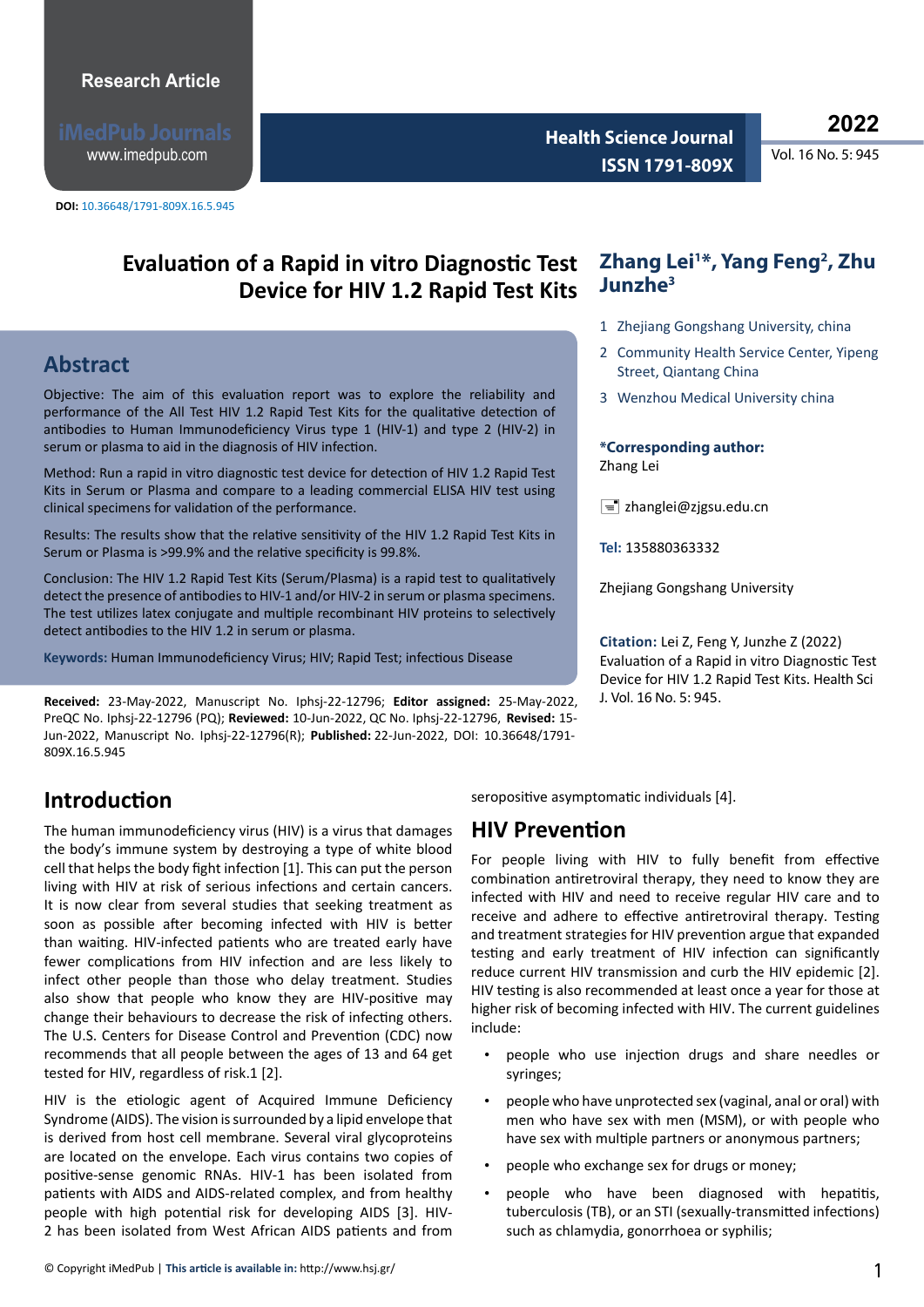Research Article

DOI: 10.36648/1791-809X.16.5.945

# Evaluation of a Rapid in vitro Diagnostic Test Device for HIV 1.2 Rapid Test Kits

**Zhang Lei[1]*, Yang Feng[2], Zhu Junzhe[3]**

1 Zhejiang Gongshang University, china

2 Community Health Service Center, Yipeng Street, Qiantang China

3 Wenzhou Medical University china

**\*Corresponding author:** Zhang Lei

zhanglei@zjgsu.edu.cn

**Tel:** 135880363332

Zhejiang Gongshang University

**Citation:** Lei Z, Feng Y, Junzhe Z (2022) Evaluation of a Rapid in vitro Diagnostic Test Device for HIV 1.2 Rapid Test Kits. Health Sci J. Vol. 16 No. 5: 945.

## Abstract

Objective: The aim of this evaluation report was to explore the reliability and performance of the All Test HIV 1.2 Rapid Test Kits for the qualitative detection of antibodies to Human Immunodeficiency Virus type 1 (HIV-1) and type 2 (HIV-2) in serum or plasma to aid in the diagnosis of HIV infection.

Method: Run a rapid in vitro diagnostic test device for detection of HIV 1.2 Rapid Test Kits in Serum or Plasma and compare to a leading commercial ELISA HIV test using clinical specimens for validation of the performance.

Results: The results show that the relative sensitivity of the HIV 1.2 Rapid Test Kits in Serum or Plasma is >99.9% and the relative specificity is 99.8%.

Conclusion: The HIV 1.2 Rapid Test Kits (Serum/Plasma) is a rapid test to qualitatively detect the presence of antibodies to HIV-1 and/or HIV-2 in serum or plasma specimens. The test utilizes latex conjugate and multiple recombinant HIV proteins to selectively detect antibodies to the HIV 1.2 in serum or plasma.

**Keywords:** Human Immunodeficiency Virus; HIV; Rapid Test; infectious Disease

**Received:** 23-May-2022, Manuscript No. Iphsj-22-12796; **Editor assigned:** 25-May-2022, PreQC No. Iphsj-22-12796 (PQ); **Reviewed:** 10-Jun-2022, QC No. Iphsj-22-12796, **Revised:** 15-Jun-2022, Manuscript No. Iphsj-22-12796(R); **Published:** 22-Jun-2022, DOI: 10.36648/1791-809X.16.5.945

## Introduction

The human immunodeficiency virus (HIV) is a virus that damages the body's immune system by destroying a type of white blood cell that helps the body fight infection [1]. This can put the person living with HIV at risk of serious infections and certain cancers. It is now clear from several studies that seeking treatment as soon as possible after becoming infected with HIV is better than waiting. HIV-infected patients who are treated early have fewer complications from HIV infection and are less likely to infect other people than those who delay treatment. Studies also show that people who know they are HIV-positive may change their behaviours to decrease the risk of infecting others. The U.S. Centers for Disease Control and Prevention (CDC) now recommends that all people between the ages of 13 and 64 get tested for HIV, regardless of risk.1 [2].

HIV is the etiologic agent of Acquired Immune Deficiency Syndrome (AIDS). The vision is surrounded by a lipid envelope that is derived from host cell membrane. Several viral glycoproteins are located on the envelope. Each virus contains two copies of positive-sense genomic RNAs. HIV-1 has been isolated from patients with AIDS and AIDS-related complex, and from healthy people with high potential risk for developing AIDS [3]. HIV-2 has been isolated from West African AIDS patients and from seropositive asymptomatic individuals [4].

## HIV Prevention

For people living with HIV to fully benefit from effective combination antiretroviral therapy, they need to know they are infected with HIV and need to receive regular HIV care and to receive and adhere to effective antiretroviral therapy. Testing and treatment strategies for HIV prevention argue that expanded testing and early treatment of HIV infection can significantly reduce current HIV transmission and curb the HIV epidemic [2]. HIV testing is also recommended at least once a year for those at higher risk of becoming infected with HIV. The current guidelines include:

- people who use injection drugs and share needles or syringes;
- people who have unprotected sex (vaginal, anal or oral) with men who have sex with men (MSM), or with people who have sex with multiple partners or anonymous partners;
- people who exchange sex for drugs or money;
- people who have been diagnosed with hepatitis, tuberculosis (TB), or an STI (sexually-transmitted infections) such as chlamydia, gonorrhoea or syphilis;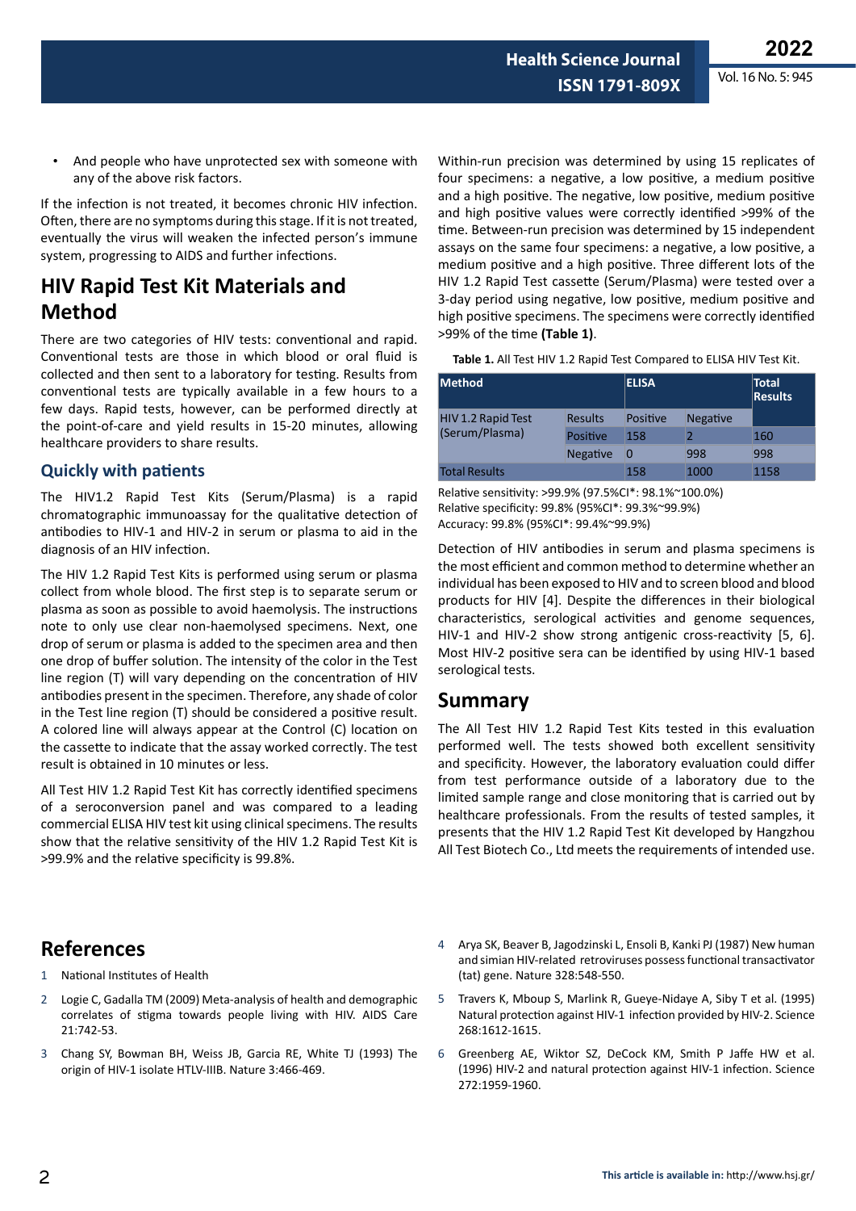- And people who have unprotected sex with someone with any of the above risk factors.

If the infection is not treated, it becomes chronic HIV infection. Often, there are no symptoms during this stage. If it is not treated, eventually the virus will weaken the infected person's immune system, progressing to AIDS and further infections.

## HIV Rapid Test Kit Materials and Method

There are two categories of HIV tests: conventional and rapid. Conventional tests are those in which blood or oral fluid is collected and then sent to a laboratory for testing. Results from conventional tests are typically available in a few hours to a few days. Rapid tests, however, can be performed directly at the point-of-care and yield results in 15-20 minutes, allowing healthcare providers to share results.

### Quickly with patients

The HIV1.2 Rapid Test Kits (Serum/Plasma) is a rapid chromatographic immunoassay for the qualitative detection of antibodies to HIV-1 and HIV-2 in serum or plasma to aid in the diagnosis of an HIV infection.

The HIV 1.2 Rapid Test Kits is performed using serum or plasma collect from whole blood. The first step is to separate serum or plasma as soon as possible to avoid haemolysis. The instructions note to only use clear non-haemolysed specimens. Next, one drop of serum or plasma is added to the specimen area and then one drop of buffer solution. The intensity of the color in the Test line region (T) will vary depending on the concentration of HIV antibodies present in the specimen. Therefore, any shade of color in the Test line region (T) should be considered a positive result. A colored line will always appear at the Control (C) location on the cassette to indicate that the assay worked correctly. The test result is obtained in 10 minutes or less.

All Test HIV 1.2 Rapid Test Kit has correctly identified specimens of a seroconversion panel and was compared to a leading commercial ELISA HIV test kit using clinical specimens. The results show that the relative sensitivity of the HIV 1.2 Rapid Test Kit is >99.9% and the relative specificity is 99.8%.

Within-run precision was determined by using 15 replicates of four specimens: a negative, a low positive, a medium positive and a high positive. The negative, low positive, medium positive and high positive values were correctly identified >99% of the time. Between-run precision was determined by 15 independent assays on the same four specimens: a negative, a low positive, a medium positive and a high positive. Three different lots of the HIV 1.2 Rapid Test cassette (Serum/Plasma) were tested over a 3-day period using negative, low positive, medium positive and high positive specimens. The specimens were correctly identified >99% of the time **(Table 1)**.

**Table 1.** All Test HIV 1.2 Rapid Test Compared to ELISA HIV Test Kit.

| Method | | ELISA | | Total Results |
|---|---|---|---|---|
| HIV 1.2 Rapid Test (Serum/Plasma) | Results | Positive | Negative | |
| | Positive | 158 | 2 | 160 |
| | Negative | 0 | 998 | 998 |
| Total Results | | 158 | 1000 | 1158 |

Relative sensitivity: >99.9% (97.5%CI*: 98.1%~100.0%)
Relative specificity: 99.8% (95%CI*: 99.3%~99.9%)
Accuracy: 99.8% (95%CI*: 99.4%~99.9%)

Detection of HIV antibodies in serum and plasma specimens is the most efficient and common method to determine whether an individual has been exposed to HIV and to screen blood and blood products for HIV [4]. Despite the differences in their biological characteristics, serological activities and genome sequences, HIV-1 and HIV-2 show strong antigenic cross-reactivity [5, 6]. Most HIV-2 positive sera can be identified by using HIV-1 based serological tests.

## Summary

The All Test HIV 1.2 Rapid Test Kits tested in this evaluation performed well. The tests showed both excellent sensitivity and specificity. However, the laboratory evaluation could differ from test performance outside of a laboratory due to the limited sample range and close monitoring that is carried out by healthcare professionals. From the results of tested samples, it presents that the HIV 1.2 Rapid Test Kit developed by Hangzhou All Test Biotech Co., Ltd meets the requirements of intended use.

## References

1. National Institutes of Health
2. Logie C, Gadalla TM (2009) Meta-analysis of health and demographic correlates of stigma towards people living with HIV. AIDS Care 21:742-53.
3. Chang SY, Bowman BH, Weiss JB, Garcia RE, White TJ (1993) The origin of HIV-1 isolate HTLV-IIIB. Nature 3:466-469.
4. Arya SK, Beaver B, Jagodzinski L, Ensoli B, Kanki PJ (1987) New human and simian HIV-related retroviruses possess functional transactivator (tat) gene. Nature 328:548-550.
5. Travers K, Mboup S, Marlink R, Gueye-Nidaye A, Siby T et al. (1995) Natural protection against HIV-1 infection provided by HIV-2. Science 268:1612-1615.
6. Greenberg AE, Wiktor SZ, DeCock KM, Smith P Jaffe HW et al. (1996) HIV-2 and natural protection against HIV-1 infection. Science 272:1959-1960.